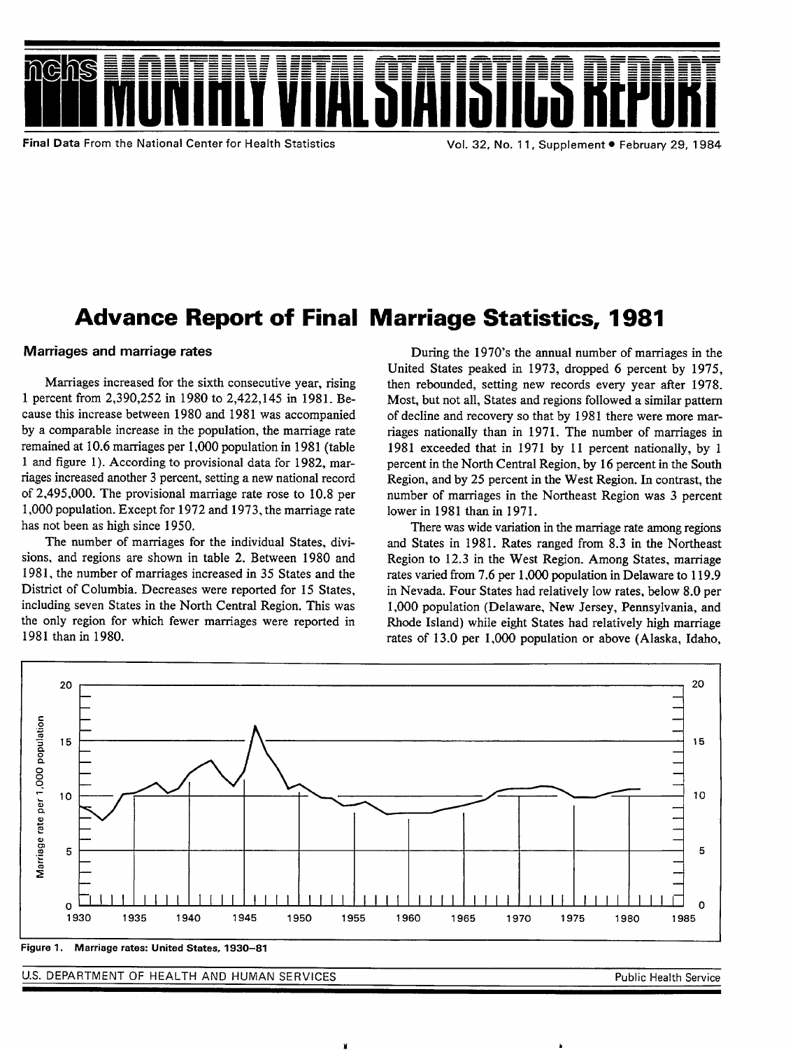# MONTHLY VITAL STATISTICS REPORT

**Final Data** From the National Center for Health Statistics

Vol. 32, No. 11, Supplement • February 29, 1984

# Advance Report of Final Marriage Statistics, 1981

## Marriages and marriage rates

Marriages increased for the sixth consecutive year, rising 1 percent from 2,390,252 in 1980 to 2,422,145 in 1981. Because this increase between 1980 and 1981 was accompanied by a comparable increase in the population, the marriage rate remained at 10.6 marriages per 1,000 population in 1981 (table 1 and figure 1). According to provisional data for 1982, marriages increased another 3 percent, setting a new national record of 2,495,000. The provisional marriage rate rose to 10.8 per 1,000 population. Except for 1972 and 1973, the marriage rate has not been as high since 1950.

The number of marriages for the individual States, divisions, and regions are shown in table 2. Between 1980 and 1981, the number of marriages increased in 35 States and the District of Columbia. Decreases were reported for 15 States, including seven States in the North Central Region. This was the only region for which fewer marriages were reported in 1981 than in 1980.

During the 1970's the annual number of marriages in the United States peaked in 1973, dropped 6 percent by 1975, then rebounded, setting new records every year after 1978. Most, but not all, States and regions followed a similar pattern of decline and recovery so that by 1981 there were more marriages nationally than in 1971. The number of marriages in 1981 exceeded that in 1971 by 11 percent nationally, by 1 percent in the North Central Region, by 16 percent in the South Region, and by 25 percent in the West Region. In contrast, the number of marriages in the Northeast Region was 3 percent lower in 1981 than in 1971.

There was wide variation in the marriage rate among regions and States in 1981. Rates ranged from 8.3 in the Northeast Region to 12.3 in the West Region. Among States, marriage rates varied from 7.6 per 1,000 population in Delaware to 119.9 in Nevada. Four States had relatively low rates, below 8.0 per 1,000 population (Delaware, New Jersey, Pennsylvania, and Rhode Island) while eight States had relatively high marriage rates of 13.0 per 1,000 population or above (Alaska, Idaho,

**Figure 1. Marriage rates: United States, 1930–81**

U.S. DEPARTMENT OF HEALTH AND HUMAN SERVICES — Public Health Service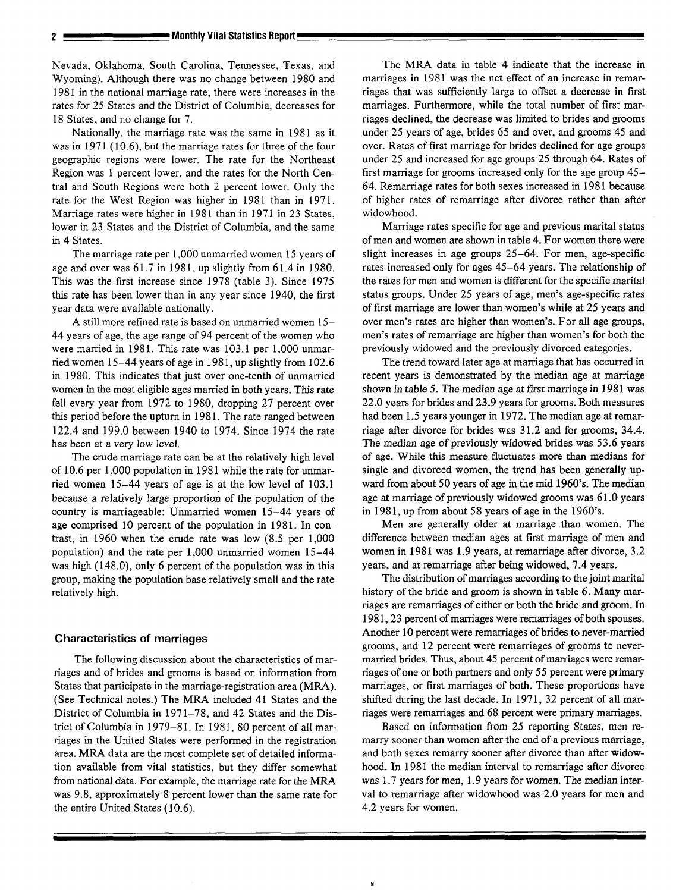Nevada, Oklahoma, South Carolina, Tennessee, Texas, and Wyoming). Although there was no change between 1980 and 1981 in the national marriage rate, there were increases in the rates for 25 States and the District of Columbia, decreases for 18 States, and no change for 7.

Nationally, the marriage rate was the same in 1981 as it was in 1971 (10.6), but the marriage rates for three of the four geographic regions were lower. The rate for the Northeast Region was 1 percent lower, and the rates for the North Central and South Regions were both 2 percent lower. Only the rate for the West Region was higher in 1981 than in 1971. Marriage rates were higher in 1981 than in 1971 in 23 States, lower in 23 States and the District of Columbia, and the same in 4 States.

The marriage rate per 1,000 unmarried women 15 years of age and over was 61.7 in 1981, up slightly from 61.4 in 1980. This was the first increase since 1978 (table 3). Since 1975 this rate has been lower than in any year since 1940, the first year data were available nationally.

A still more refined rate is based on unmarried women 15–44 years of age, the age range of 94 percent of the women who were married in 1981. This rate was 103.1 per 1,000 unmarried women 15–44 years of age in 1981, up slightly from 102.6 in 1980. This indicates that just over one-tenth of unmarried women in the most eligible ages married in both years. This rate fell every year from 1972 to 1980, dropping 27 percent over this period before the upturn in 1981. The rate ranged between 122.4 and 199.0 between 1940 to 1974. Since 1974 the rate has been at a very low level.

The crude marriage rate can be at the relatively high level of 10.6 per 1,000 population in 1981 while the rate for unmarried women 15–44 years of age is at the low level of 103.1 because a relatively large proportion of the population of the country is marriageable: Unmarried women 15–44 years of age comprised 10 percent of the population in 1981. In contrast, in 1960 when the crude rate was low (8.5 per 1,000 population) and the rate per 1,000 unmarried women 15–44 was high (148.0), only 6 percent of the population was in this group, making the population base relatively small and the rate relatively high.

### Characteristics of marriages

The following discussion about the characteristics of marriages and of brides and grooms is based on information from States that participate in the marriage-registration area (MRA). (See Technical notes.) The MRA included 41 States and the District of Columbia in 1971–78, and 42 States and the District of Columbia in 1979–81. In 1981, 80 percent of all marriages in the United States were performed in the registration area. MRA data are the most complete set of detailed information available from vital statistics, but they differ somewhat from national data. For example, the marriage rate for the MRA was 9.8, approximately 8 percent lower than the same rate for the entire United States (10.6).

The MRA data in table 4 indicate that the increase in marriages in 1981 was the net effect of an increase in remarriages that was sufficiently large to offset a decrease in first marriages. Furthermore, while the total number of first marriages declined, the decrease was limited to brides and grooms under 25 years of age, brides 65 and over, and grooms 45 and over. Rates of first marriage for brides declined for age groups under 25 and increased for age groups 25 through 64. Rates of first marriage for grooms increased only for the age group 45–64. Remarriage rates for both sexes increased in 1981 because of higher rates of remarriage after divorce rather than after widowhood.

Marriage rates specific for age and previous marital status of men and women are shown in table 4. For women there were slight increases in age groups 25–64. For men, age-specific rates increased only for ages 45–64 years. The relationship of the rates for men and women is different for the specific marital status groups. Under 25 years of age, men's age-specific rates of first marriage are lower than women's while at 25 years and over men's rates are higher than women's. For all age groups, men's rates of remarriage are higher than women's for both the previously widowed and the previously divorced categories.

The trend toward later age at marriage that has occurred in recent years is demonstrated by the median age at marriage shown in table 5. The median age at first marriage in 1981 was 22.0 years for brides and 23.9 years for grooms. Both measures had been 1.5 years younger in 1972. The median age at remarriage after divorce for brides was 31.2 and for grooms, 34.4. The median age of previously widowed brides was 53.6 years of age. While this measure fluctuates more than medians for single and divorced women, the trend has been generally upward from about 50 years of age in the mid 1960's. The median age at marriage of previously widowed grooms was 61.0 years in 1981, up from about 58 years of age in the 1960's.

Men are generally older at marriage than women. The difference between median ages at first marriage of men and women in 1981 was 1.9 years, at remarriage after divorce, 3.2 years, and at remarriage after being widowed, 7.4 years.

The distribution of marriages according to the joint marital history of the bride and groom is shown in table 6. Many marriages are remarriages of either or both the bride and groom. In 1981, 23 percent of marriages were remarriages of both spouses. Another 10 percent were remarriages of brides to never-married grooms, and 12 percent were remarriages of grooms to never-married brides. Thus, about 45 percent of marriages were remarriages of one or both partners and only 55 percent were primary marriages, or first marriages of both. These proportions have shifted during the last decade. In 1971, 32 percent of all marriages were remarriages and 68 percent were primary marriages.

Based on information from 25 reporting States, men remarry sooner than women after the end of a previous marriage, and both sexes remarry sooner after divorce than after widowhood. In 1981 the median interval to remarriage after divorce was 1.7 years for men, 1.9 years for women. The median interval to remarriage after widowhood was 2.0 years for men and 4.2 years for women.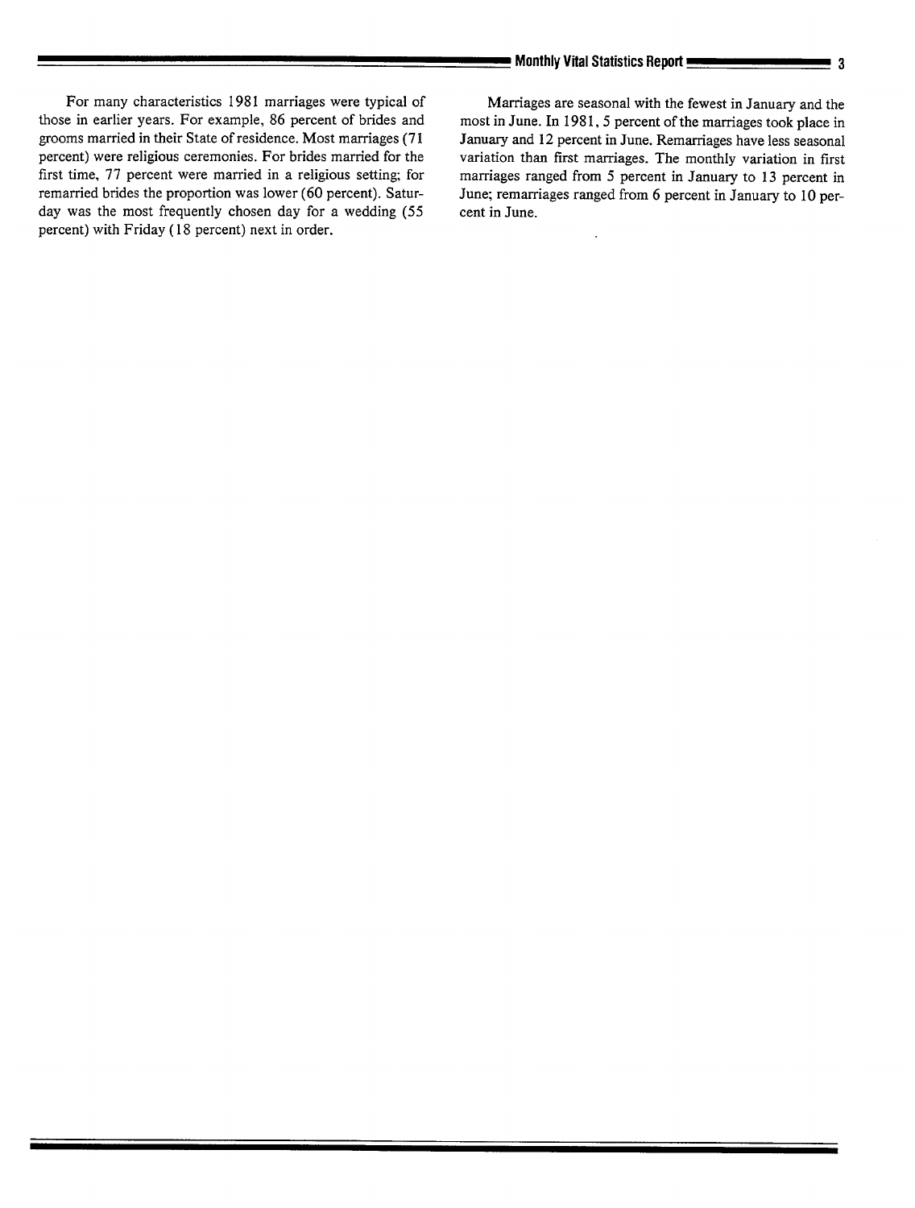For many characteristics 1981 marriages were typical of those in earlier years. For example, 86 percent of brides and grooms married in their State of residence. Most marriages (71 percent) were religious ceremonies. For brides married for the first time, 77 percent were married in a religious setting; for remarried brides the proportion was lower (60 percent). Saturday was the most frequently chosen day for a wedding (55 percent) with Friday (18 percent) next in order.

Marriages are seasonal with the fewest in January and the most in June. In 1981, 5 percent of the marriages took place in January and 12 percent in June. Remarriages have less seasonal variation than first marriages. The monthly variation in first marriages ranged from 5 percent in January to 13 percent in June; remarriages ranged from 6 percent in January to 10 percent in June.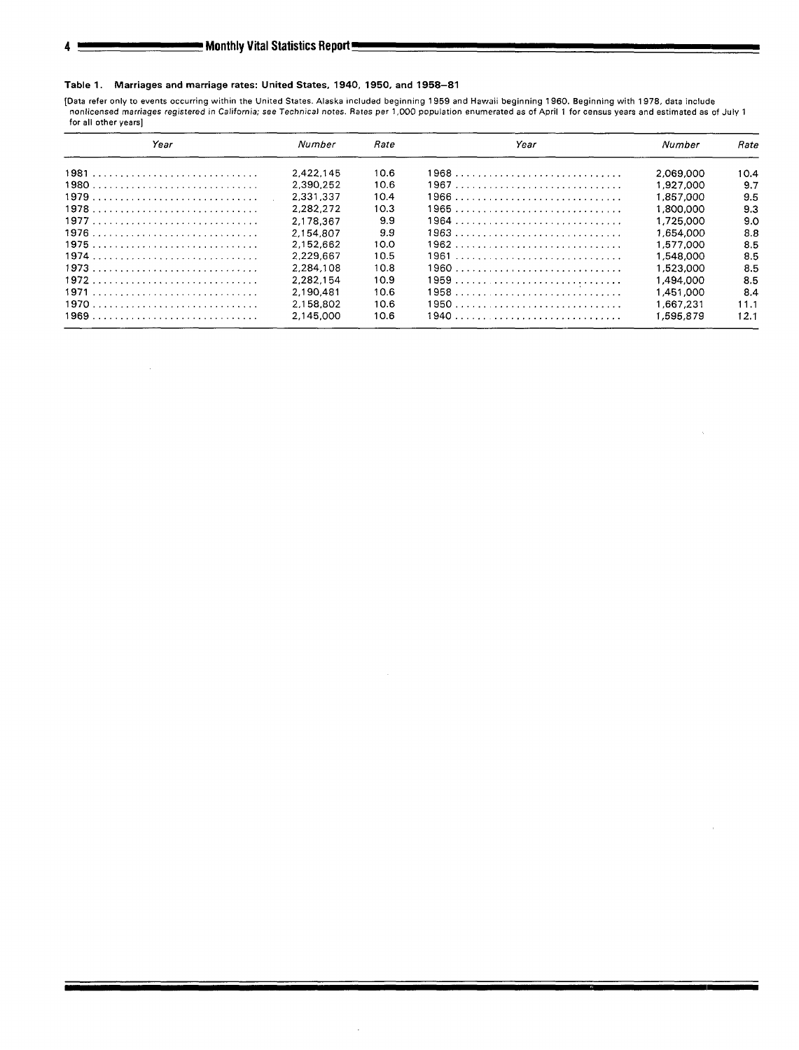**Table 1. Marriages and marriage rates: United States, 1940, 1950, and 1958–81**

[Data refer only to events occurring within the United States. Alaska included beginning 1959 and Hawaii beginning 1960. Beginning with 1978, data include nonlicensed marriages registered in California; see Technical notes. Rates per 1,000 population enumerated as of April 1 for census years and estimated as of July 1 for all other years]

| Year | Number | Rate | Year | Number | Rate |
|---|---|---|---|---|---|
| 1981 | 2,422,145 | 10.6 | 1968 | 2,069,000 | 10.4 |
| 1980 | 2,390,252 | 10.6 | 1967 | 1,927,000 | 9.7 |
| 1979 | 2,331,337 | 10.4 | 1966 | 1,857,000 | 9.5 |
| 1978 | 2,282,272 | 10.3 | 1965 | 1,800,000 | 9.3 |
| 1977 | 2,178,367 | 9.9 | 1964 | 1,725,000 | 9.0 |
| 1976 | 2,154,807 | 9.9 | 1963 | 1,654,000 | 8.8 |
| 1975 | 2,152,662 | 10.0 | 1962 | 1,577,000 | 8.5 |
| 1974 | 2,229,667 | 10.5 | 1961 | 1,548,000 | 8.5 |
| 1973 | 2,284,108 | 10.8 | 1960 | 1,523,000 | 8.5 |
| 1972 | 2,282,154 | 10.9 | 1959 | 1,494,000 | 8.5 |
| 1971 | 2,190,481 | 10.6 | 1958 | 1,451,000 | 8.4 |
| 1970 | 2,158,802 | 10.6 | 1950 | 1,667,231 | 11.1 |
| 1969 | 2,145,000 | 10.6 | 1940 | 1,595,879 | 12.1 |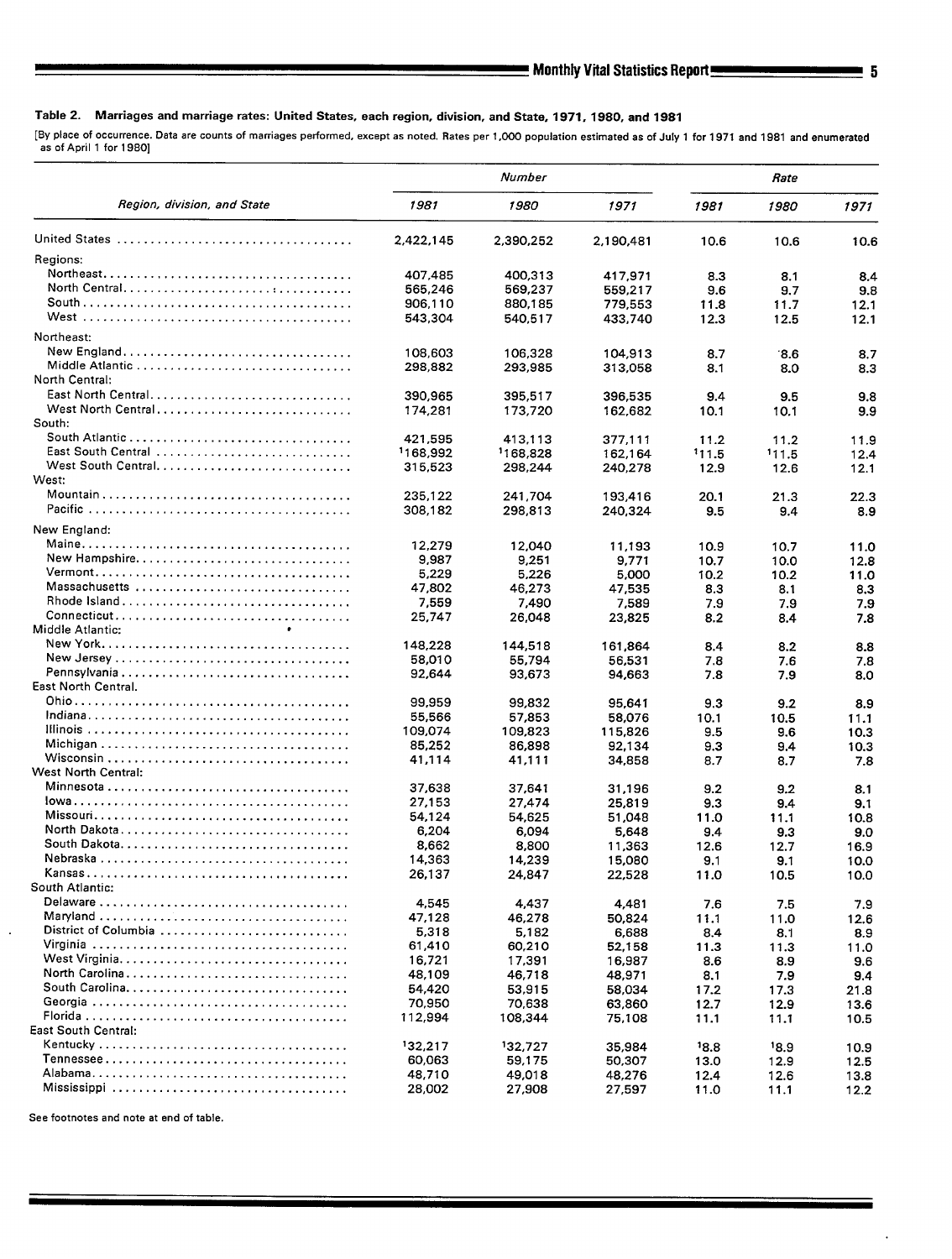**Table 2. Marriages and marriage rates: United States, each region, division, and State, 1971, 1980, and 1981**

[By place of occurrence. Data are counts of marriages performed, except as noted. Rates per 1,000 population estimated as of July 1 for 1971 and 1981 and enumerated as of April 1 for 1980]

| Region, division, and State | Number | | | Rate | | |
|---|---|---|---|---|---|---|
| | 1981 | 1980 | 1971 | 1981 | 1980 | 1971 |
| United States | 2,422,145 | 2,390,252 | 2,190,481 | 10.6 | 10.6 | 10.6 |
| Regions: | | | | | | |
| Northeast | 407,485 | 400,313 | 417,971 | 8.3 | 8.1 | 8.4 |
| North Central | 565,246 | 569,237 | 559,217 | 9.6 | 9.7 | 9.8 |
| South | 906,110 | 880,185 | 779,553 | 11.8 | 11.7 | 12.1 |
| West | 543,304 | 540,517 | 433,740 | 12.3 | 12.5 | 12.1 |
| Northeast: | | | | | | |
| New England | 108,603 | 106,328 | 104,913 | 8.7 | 8.6 | 8.7 |
| Middle Atlantic | 298,882 | 293,985 | 313,058 | 8.1 | 8.0 | 8.3 |
| North Central: | | | | | | |
| East North Central | 390,965 | 395,517 | 396,535 | 9.4 | 9.5 | 9.8 |
| West North Central | 174,281 | 173,720 | 162,682 | 10.1 | 10.1 | 9.9 |
| South: | | | | | | |
| South Atlantic | 421,595 | 413,113 | 377,111 | 11.2 | 11.2 | 11.9 |
| East South Central | [1]168,992 | [1]168,828 | 162,164 | [1]11.5 | [1]11.5 | 12.4 |
| West South Central | 315,523 | 298,244 | 240,278 | 12.9 | 12.6 | 12.1 |
| West: | | | | | | |
| Mountain | 235,122 | 241,704 | 193,416 | 20.1 | 21.3 | 22.3 |
| Pacific | 308,182 | 298,813 | 240,324 | 9.5 | 9.4 | 8.9 |
| New England: | | | | | | |
| Maine | 12,279 | 12,040 | 11,193 | 10.9 | 10.7 | 11.0 |
| New Hampshire | 9,987 | 9,251 | 9,771 | 10.7 | 10.0 | 12.8 |
| Vermont | 5,229 | 5,226 | 5,000 | 10.2 | 10.2 | 11.0 |
| Massachusetts | 47,802 | 46,273 | 47,535 | 8.3 | 8.1 | 8.3 |
| Rhode Island | 7,559 | 7,490 | 7,589 | 7.9 | 7.9 | 7.9 |
| Connecticut | 25,747 | 26,048 | 23,825 | 8.2 | 8.4 | 7.8 |
| Middle Atlantic: | | | | | | |
| New York | 148,228 | 144,518 | 161,864 | 8.4 | 8.2 | 8.8 |
| New Jersey | 58,010 | 55,794 | 56,531 | 7.8 | 7.6 | 7.8 |
| Pennsylvania | 92,644 | 93,673 | 94,663 | 7.8 | 7.9 | 8.0 |
| East North Central. | | | | | | |
| Ohio | 99,959 | 99,832 | 95,641 | 9.3 | 9.2 | 8.9 |
| Indiana | 55,566 | 57,853 | 58,076 | 10.1 | 10.5 | 11.1 |
| Illinois | 109,074 | 109,823 | 115,826 | 9.5 | 9.6 | 10.3 |
| Michigan | 85,252 | 86,898 | 92,134 | 9.3 | 9.4 | 10.3 |
| Wisconsin | 41,114 | 41,111 | 34,858 | 8.7 | 8.7 | 7.8 |
| West North Central: | | | | | | |
| Minnesota | 37,638 | 37,641 | 31,196 | 9.2 | 9.2 | 8.1 |
| Iowa | 27,153 | 27,474 | 25,819 | 9.3 | 9.4 | 9.1 |
| Missouri | 54,124 | 54,625 | 51,048 | 11.0 | 11.1 | 10.8 |
| North Dakota | 6,204 | 6,094 | 5,648 | 9.4 | 9.3 | 9.0 |
| South Dakota | 8,662 | 8,800 | 11,363 | 12.6 | 12.7 | 16.9 |
| Nebraska | 14,363 | 14,239 | 15,080 | 9.1 | 9.1 | 10.0 |
| Kansas | 26,137 | 24,847 | 22,528 | 11.0 | 10.5 | 10.0 |
| South Atlantic: | | | | | | |
| Delaware | 4,545 | 4,437 | 4,481 | 7.6 | 7.5 | 7.9 |
| Maryland | 47,128 | 46,278 | 50,824 | 11.1 | 11.0 | 12.6 |
| District of Columbia | 5,318 | 5,182 | 6,688 | 8.4 | 8.1 | 8.9 |
| Virginia | 61,410 | 60,210 | 52,158 | 11.3 | 11.3 | 11.0 |
| West Virginia | 16,721 | 17,391 | 16,987 | 8.6 | 8.9 | 9.6 |
| North Carolina | 48,109 | 46,718 | 48,971 | 8.1 | 7.9 | 9.4 |
| South Carolina | 54,420 | 53,915 | 58,034 | 17.2 | 17.3 | 21.8 |
| Georgia | 70,950 | 70,638 | 63,860 | 12.7 | 12.9 | 13.6 |
| Florida | 112,994 | 108,344 | 75,108 | 11.1 | 11.1 | 10.5 |
| East South Central: | | | | | | |
| Kentucky | [1]32,217 | [1]32,727 | 35,984 | [1]8.8 | [1]8.9 | 10.9 |
| Tennessee | 60,063 | 59,175 | 50,307 | 13.0 | 12.9 | 12.5 |
| Alabama | 48,710 | 49,018 | 48,276 | 12.4 | 12.6 | 13.8 |
| Mississippi | 28,002 | 27,908 | 27,597 | 11.0 | 11.1 | 12.2 |

See footnotes and note at end of table.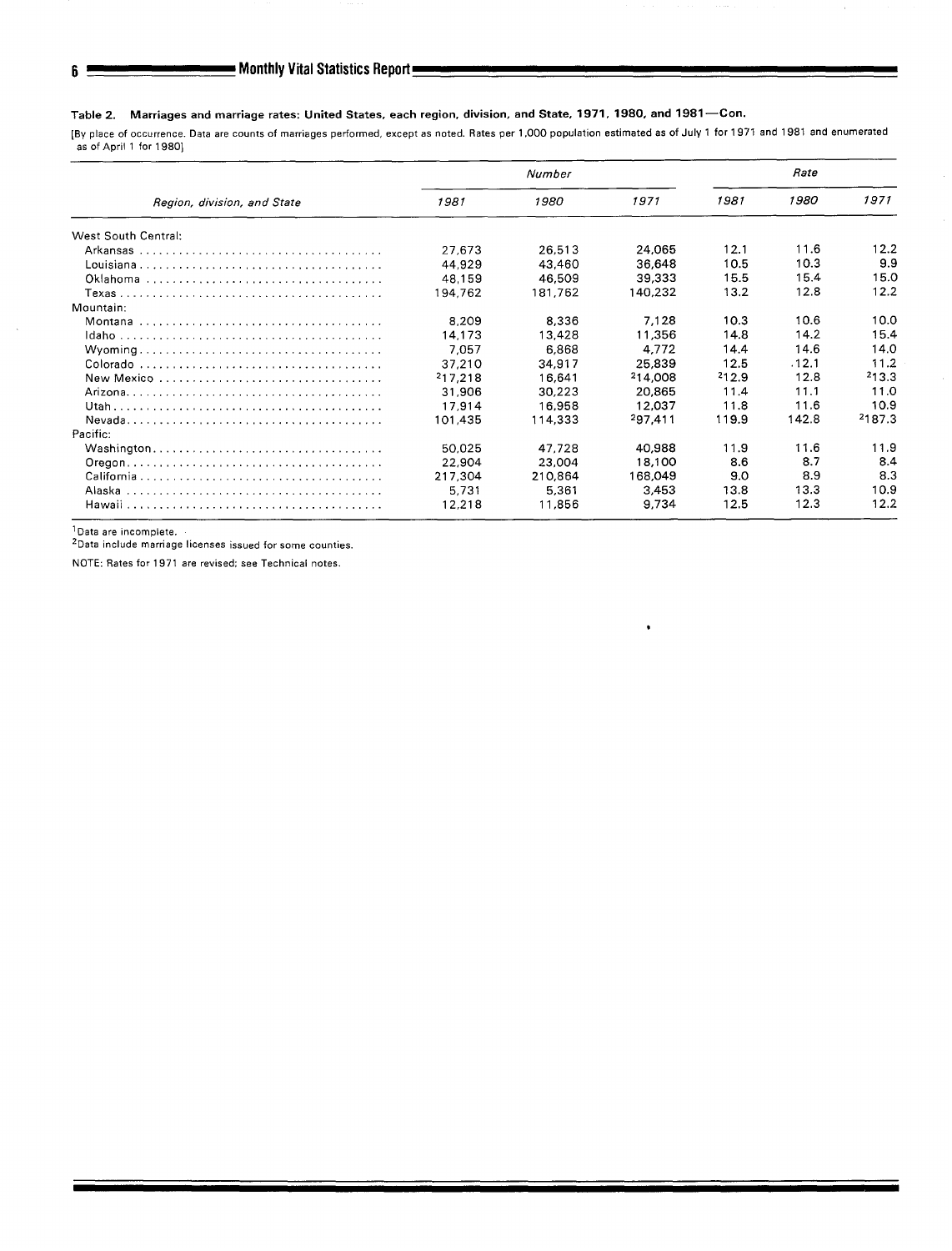**Table 2. Marriages and marriage rates: United States, each region, division, and State, 1971, 1980, and 1981—Con.**

[By place of occurrence. Data are counts of marriages performed, except as noted. Rates per 1,000 population estimated as of July 1 for 1971 and 1981 and enumerated as of April 1 for 1980]

| Region, division, and State | Number | | | Rate | | |
|---|---|---|---|---|---|---|
| | 1981 | 1980 | 1971 | 1981 | 1980 | 1971 |
| West South Central: | | | | | | |
| Arkansas | 27,673 | 26,513 | 24,065 | 12.1 | 11.6 | 12.2 |
| Louisiana | 44,929 | 43,460 | 36,648 | 10.5 | 10.3 | 9.9 |
| Oklahoma | 48,159 | 46,509 | 39,333 | 15.5 | 15.4 | 15.0 |
| Texas | 194,762 | 181,762 | 140,232 | 13.2 | 12.8 | 12.2 |
| Mountain: | | | | | | |
| Montana | 8,209 | 8,336 | 7,128 | 10.3 | 10.6 | 10.0 |
| Idaho | 14,173 | 13,428 | 11,356 | 14.8 | 14.2 | 15.4 |
| Wyoming | 7,057 | 6,868 | 4,772 | 14.4 | 14.6 | 14.0 |
| Colorado | 37,210 | 34,917 | 25,839 | 12.5 | 12.1 | 11.2 |
| New Mexico | [2]17,218 | 16,641 | [2]14,008 | [2]12.9 | 12.8 | [2]13.3 |
| Arizona | 31,906 | 30,223 | 20,865 | 11.4 | 11.1 | 11.0 |
| Utah | 17,914 | 16,958 | 12,037 | 11.8 | 11.6 | 10.9 |
| Nevada | 101,435 | 114,333 | [2]97,411 | 119.9 | 142.8 | [2]187.3 |
| Pacific: | | | | | | |
| Washington | 50,025 | 47,728 | 40,988 | 11.9 | 11.6 | 11.9 |
| Oregon | 22,904 | 23,004 | 18,100 | 8.6 | 8.7 | 8.4 |
| California | 217,304 | 210,864 | 168,049 | 9.0 | 8.9 | 8.3 |
| Alaska | 5,731 | 5,361 | 3,453 | 13.8 | 13.3 | 10.9 |
| Hawaii | 12,218 | 11,856 | 9,734 | 12.5 | 12.3 | 12.2 |

[1]Data are incomplete.

[2]Data include marriage licenses issued for some counties.

NOTE: Rates for 1971 are revised; see Technical notes.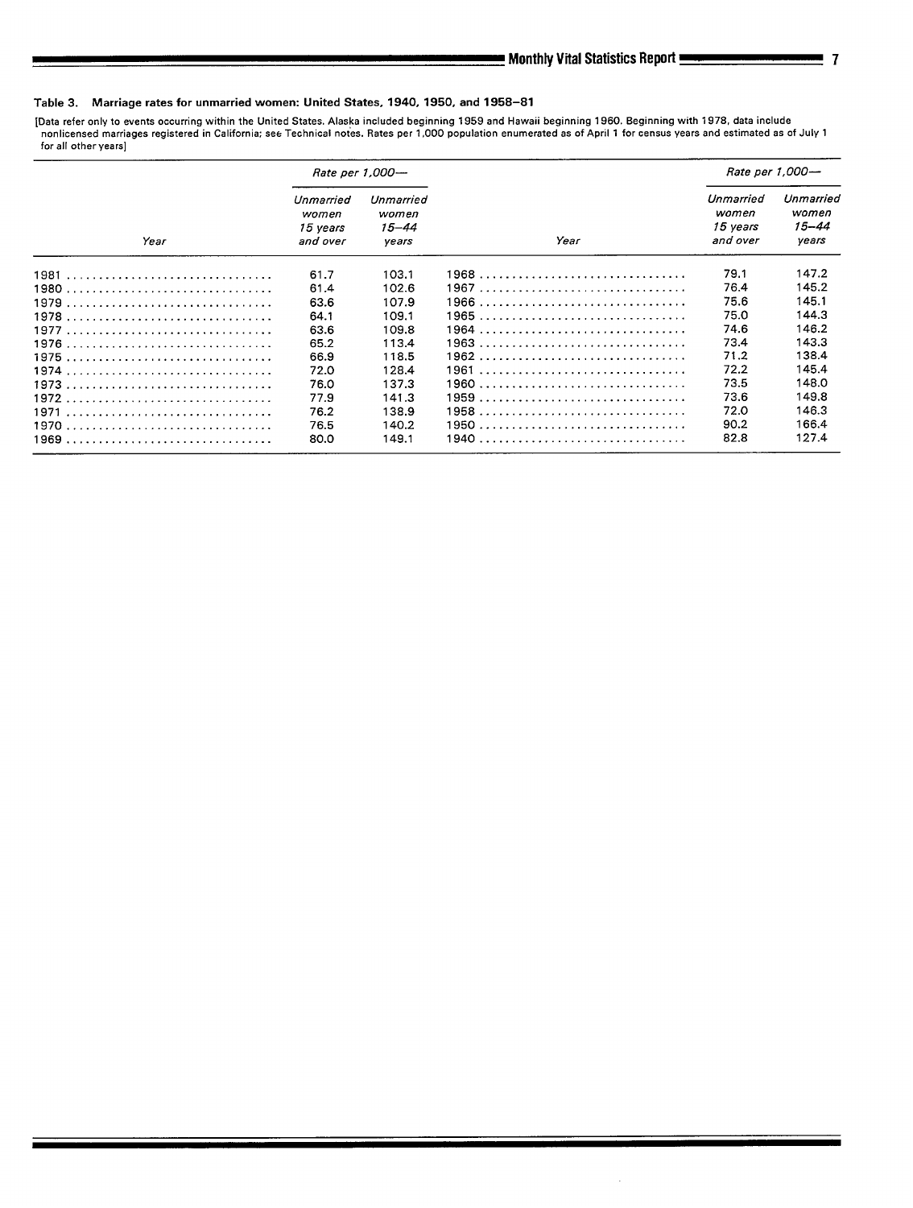**Table 3. Marriage rates for unmarried women: United States, 1940, 1950, and 1958–81**

[Data refer only to events occurring within the United States. Alaska included beginning 1959 and Hawaii beginning 1960. Beginning with 1978, data include nonlicensed marriages registered in California; see Technical notes. Rates per 1,000 population enumerated as of April 1 for census years and estimated as of July 1 for all other years]

| Year | Rate per 1,000— | | Year | Rate per 1,000— | |
|---|---|---|---|---|---|
| | Unmarried women 15 years and over | Unmarried women 15–44 years | | Unmarried women 15 years and over | Unmarried women 15–44 years |
| 1981 | 61.7 | 103.1 | 1968 | 79.1 | 147.2 |
| 1980 | 61.4 | 102.6 | 1967 | 76.4 | 145.2 |
| 1979 | 63.6 | 107.9 | 1966 | 75.6 | 145.1 |
| 1978 | 64.1 | 109.1 | 1965 | 75.0 | 144.3 |
| 1977 | 63.6 | 109.8 | 1964 | 74.6 | 146.2 |
| 1976 | 65.2 | 113.4 | 1963 | 73.4 | 143.3 |
| 1975 | 66.9 | 118.5 | 1962 | 71.2 | 138.4 |
| 1974 | 72.0 | 128.4 | 1961 | 72.2 | 145.4 |
| 1973 | 76.0 | 137.3 | 1960 | 73.5 | 148.0 |
| 1972 | 77.9 | 141.3 | 1959 | 73.6 | 149.8 |
| 1971 | 76.2 | 138.9 | 1958 | 72.0 | 146.3 |
| 1970 | 76.5 | 140.2 | 1950 | 90.2 | 166.4 |
| 1969 | 80.0 | 149.1 | 1940 | 82.8 | 127.4 |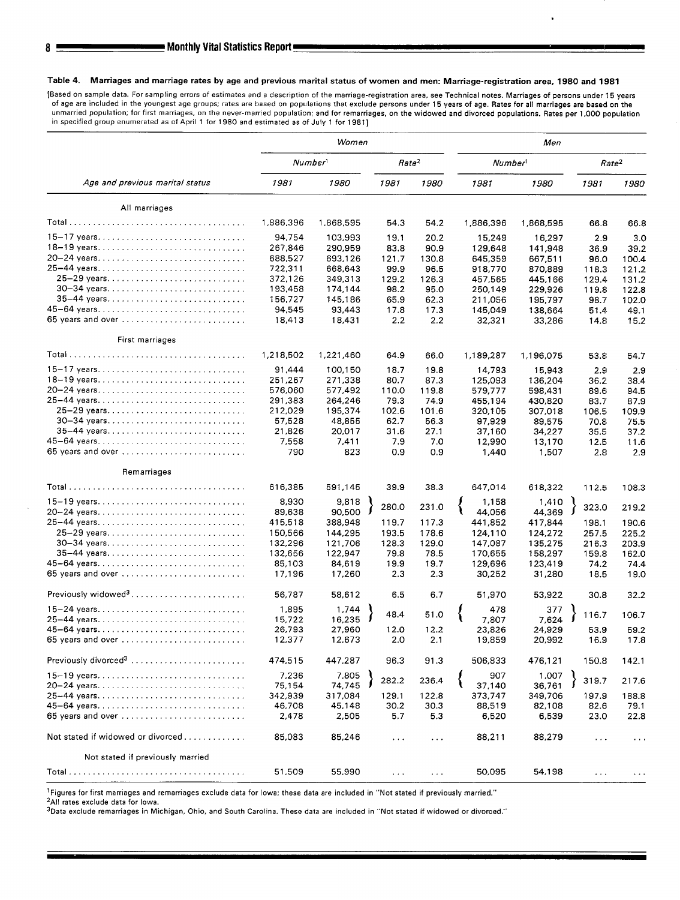**Table 4. Marriages and marriage rates by age and previous marital status of women and men: Marriage-registration area, 1980 and 1981**

[Based on sample data. For sampling errors of estimates and a description of the marriage-registration area, see Technical notes. Marriages of persons under 15 years of age are included in the youngest age groups; rates are based on populations that exclude persons under 15 years of age. Rates for all marriages are based on the unmarried population; for first marriages, on the never-married population; and for remarriages, on the widowed and divorced populations. Rates per 1,000 population in specified group enumerated as of April 1 for 1980 and estimated as of July 1 for 1981]

| Age and previous marital status | Women | | | | Men | | | |
|---|---|---|---|---|---|---|---|---|
| | Number[1] | | Rate[2] | | Number[1] | | Rate[2] | |
| | 1981 | 1980 | 1981 | 1980 | 1981 | 1980 | 1981 | 1980 |
| **All marriages** | | | | | | | | |
| Total | 1,886,396 | 1,868,595 | 54.3 | 54.2 | 1,886,396 | 1,868,595 | 66.8 | 66.8 |
| 15–17 years | 94,754 | 103,993 | 19.1 | 20.2 | 15,249 | 16,297 | 2.9 | 3.0 |
| 18–19 years | 267,846 | 290,959 | 83.8 | 90.9 | 129,648 | 141,948 | 36.9 | 39.2 |
| 20–24 years | 688,527 | 693,126 | 121.7 | 130.8 | 645,359 | 667,511 | 96.0 | 100.4 |
| 25–44 years | 722,311 | 668,643 | 99.9 | 96.5 | 918,770 | 870,889 | 118.3 | 121.2 |
| 25–29 years | 372,126 | 349,313 | 129.2 | 126.3 | 457,565 | 445,166 | 129.4 | 131.2 |
| 30–34 years | 193,458 | 174,144 | 98.2 | 95.0 | 250,149 | 229,926 | 119.8 | 122.8 |
| 35–44 years | 156,727 | 145,186 | 65.9 | 62.3 | 211,056 | 195,797 | 98.7 | 102.0 |
| 45–64 years | 94,545 | 93,443 | 17.8 | 17.3 | 145,049 | 138,664 | 51.4 | 49.1 |
| 65 years and over | 18,413 | 18,431 | 2.2 | 2.2 | 32,321 | 33,286 | 14.8 | 15.2 |
| **First marriages** | | | | | | | | |
| Total | 1,218,502 | 1,221,460 | 64.9 | 66.0 | 1,189,287 | 1,196,075 | 53.8 | 54.7 |
| 15–17 years | 91,444 | 100,150 | 18.7 | 19.8 | 14,793 | 15,943 | 2.9 | 2.9 |
| 18–19 years | 251,267 | 271,338 | 80.7 | 87.3 | 125,093 | 136,204 | 36.2 | 38.4 |
| 20–24 years | 576,060 | 577,492 | 110.0 | 119.8 | 579,777 | 598,431 | 89.6 | 94.5 |
| 25–44 years | 291,383 | 264,246 | 79.3 | 74.9 | 455,194 | 430,820 | 83.7 | 87.9 |
| 25–29 years | 212,029 | 195,374 | 102.6 | 101.6 | 320,105 | 307,018 | 106.5 | 109.9 |
| 30–34 years | 57,528 | 48,855 | 62.7 | 56.3 | 97,929 | 89,575 | 70.8 | 75.5 |
| 35–44 years | 21,826 | 20,017 | 31.6 | 27.1 | 37,160 | 34,227 | 35.5 | 37.2 |
| 45–64 years | 7,558 | 7,411 | 7.9 | 7.0 | 12,990 | 13,170 | 12.5 | 11.6 |
| 65 years and over | 790 | 823 | 0.9 | 0.9 | 1,440 | 1,507 | 2.8 | 2.9 |
| **Remarriages** | | | | | | | | |
| Total | 616,385 | 591,145 | 39.9 | 38.3 | 647,014 | 618,322 | 112.5 | 108.3 |
| 15–19 years | 8,930 | 9,818 | 280.0 | 231.0 | 1,158 | 1,410 | 323.0 | 219.2 |
| 20–24 years | 89,638 | 90,500 | | | 44,056 | 44,369 | | |
| 25–44 years | 415,518 | 388,948 | 119.7 | 117.3 | 441,852 | 417,844 | 198.1 | 190.6 |
| 25–29 years | 150,566 | 144,295 | 193.5 | 178.6 | 124,110 | 124,272 | 257.5 | 225.2 |
| 30–34 years | 132,296 | 121,706 | 128.3 | 129.0 | 147,087 | 135,275 | 216.3 | 203.9 |
| 35–44 years | 132,656 | 122,947 | 79.8 | 78.5 | 170,655 | 158,297 | 159.8 | 162.0 |
| 45–64 years | 85,103 | 84,619 | 19.9 | 19.7 | 129,696 | 123,419 | 74.2 | 74.4 |
| 65 years and over | 17,196 | 17,260 | 2.3 | 2.3 | 30,252 | 31,280 | 18.5 | 19.0 |
| Previously widowed[3] | 56,787 | 58,612 | 6.5 | 6.7 | 51,970 | 53,922 | 30.8 | 32.2 |
| 15–24 years | 1,895 | 1,744 | 48.4 | 51.0 | 478 | 377 | 116.7 | 106.7 |
| 25–44 years | 15,722 | 16,235 | | | 7,807 | 7,624 | | |
| 45–64 years | 26,793 | 27,960 | 12.0 | 12.2 | 23,826 | 24,929 | 53.9 | 59.2 |
| 65 years and over | 12,377 | 12,673 | 2.0 | 2.1 | 19,859 | 20,992 | 16.9 | 17.8 |
| Previously divorced[3] | 474,515 | 447,287 | 96.3 | 91.3 | 506,833 | 476,121 | 150.8 | 142.1 |
| 15–19 years | 7,236 | 7,805 | 282.2 | 236.4 | 907 | 1,007 | 319.7 | 217.6 |
| 20–24 years | 75,154 | 74,745 | | | 37,140 | 36,761 | | |
| 25–44 years | 342,939 | 317,084 | 129.1 | 122.8 | 373,747 | 349,706 | 197.9 | 188.8 |
| 45–64 years | 46,708 | 45,148 | 30.2 | 30.3 | 88,519 | 82,108 | 82.6 | 79.1 |
| 65 years and over | 2,478 | 2,505 | 5.7 | 5.3 | 6,520 | 6,539 | 23.0 | 22.8 |
| Not stated if widowed or divorced | 85,083 | 85,246 | ... | ... | 88,211 | 88,279 | ... | ... |
| **Not stated if previously married** | | | | | | | | |
| Total | 51,509 | 55,990 | ... | ... | 50,095 | 54,198 | ... | ... |

[1]Figures for first marriages and remarriages exclude data for Iowa; these data are included in "Not stated if previously married."

[2]All rates exclude data for Iowa.

[3]Data exclude remarriages in Michigan, Ohio, and South Carolina. These data are included in "Not stated if widowed or divorced."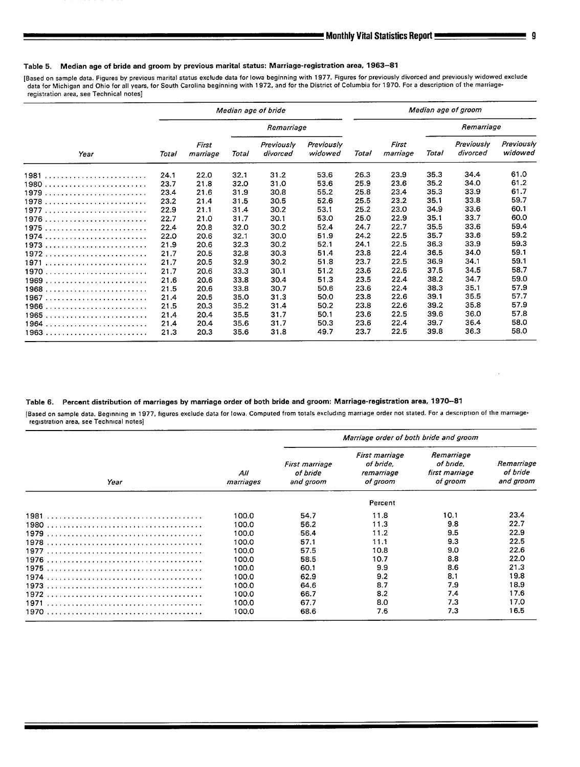**Table 5. Median age of bride and groom by previous marital status: Marriage-registration area, 1963–81**

[Based on sample data. Figures by previous marital status exclude data for Iowa beginning with 1977. Figures for previously divorced and previously widowed exclude data for Michigan and Ohio for all years, for South Carolina beginning with 1972, and for the District of Columbia for 1970. For a description of the marriage-registration area, see Technical notes]

| Year | Median age of bride | | | | | Median age of groom | | | | |
|---|---|---|---|---|---|---|---|---|---|---|
| | | | Remarriage | | | | | Remarriage | | |
| | Total | First marriage | Total | Previously divorced | Previously widowed | Total | First marriage | Total | Previously divorced | Previously widowed |
| 1981 | 24.1 | 22.0 | 32.1 | 31.2 | 53.6 | 26.3 | 23.9 | 35.3 | 34.4 | 61.0 |
| 1980 | 23.7 | 21.8 | 32.0 | 31.0 | 53.6 | 25.9 | 23.6 | 35.2 | 34.0 | 61.2 |
| 1979 | 23.4 | 21.6 | 31.9 | 30.8 | 55.2 | 25.8 | 23.4 | 35.3 | 33.9 | 61.7 |
| 1978 | 23.2 | 21.4 | 31.5 | 30.5 | 52.6 | 25.5 | 23.2 | 35.1 | 33.8 | 59.7 |
| 1977 | 22.9 | 21.1 | 31.4 | 30.2 | 53.1 | 25.2 | 23.0 | 34.9 | 33.6 | 60.1 |
| 1976 | 22.7 | 21.0 | 31.7 | 30.1 | 53.0 | 25.0 | 22.9 | 35.1 | 33.7 | 60.0 |
| 1975 | 22.4 | 20.8 | 32.0 | 30.2 | 52.4 | 24.7 | 22.7 | 35.5 | 33.6 | 59.4 |
| 1974 | 22.0 | 20.6 | 32.1 | 30.0 | 51.9 | 24.2 | 22.5 | 35.7 | 33.6 | 59.2 |
| 1973 | 21.9 | 20.6 | 32.3 | 30.2 | 52.1 | 24.1 | 22.5 | 36.3 | 33.9 | 59.3 |
| 1972 | 21.7 | 20.5 | 32.8 | 30.3 | 51.4 | 23.8 | 22.4 | 36.5 | 34.0 | 59.1 |
| 1971 | 21.7 | 20.5 | 32.9 | 30.2 | 51.8 | 23.7 | 22.5 | 36.9 | 34.1 | 59.1 |
| 1970 | 21.7 | 20.6 | 33.3 | 30.1 | 51.2 | 23.6 | 22.5 | 37.5 | 34.5 | 58.7 |
| 1969 | 21.6 | 20.6 | 33.8 | 30.4 | 51.3 | 23.5 | 22.4 | 38.2 | 34.7 | 59.0 |
| 1968 | 21.5 | 20.6 | 33.8 | 30.7 | 50.6 | 23.6 | 22.4 | 38.3 | 35.1 | 57.9 |
| 1967 | 21.4 | 20.5 | 35.0 | 31.3 | 50.0 | 23.8 | 22.6 | 39.1 | 35.5 | 57.7 |
| 1966 | 21.5 | 20.3 | 35.2 | 31.4 | 50.2 | 23.8 | 22.6 | 39.2 | 35.8 | 57.9 |
| 1965 | 21.4 | 20.4 | 35.5 | 31.7 | 50.1 | 23.6 | 22.5 | 39.6 | 36.0 | 57.8 |
| 1964 | 21.4 | 20.4 | 35.6 | 31.7 | 50.3 | 23.6 | 22.4 | 39.7 | 36.4 | 58.0 |
| 1963 | 21.3 | 20.3 | 35.6 | 31.8 | 49.7 | 23.7 | 22.5 | 39.8 | 36.3 | 58.0 |

**Table 6. Percent distribution of marriages by marriage order of both bride and groom: Marriage-registration area, 1970–81**

[Based on sample data. Beginning in 1977, figures exclude data for Iowa. Computed from totals excluding marriage order not stated. For a description of the marriage-registration area, see Technical notes]

| Year | All marriages | Marriage order of both bride and groom | | | |
|---|---|---|---|---|---|
| | | First marriage of bride and groom | First marriage of bride, remarriage of groom | Remarriage of bride, first marriage of groom | Remarriage of bride and groom |
| | | Percent | | | |
| 1981 | 100.0 | 54.7 | 11.8 | 10.1 | 23.4 |
| 1980 | 100.0 | 56.2 | 11.3 | 9.8 | 22.7 |
| 1979 | 100.0 | 56.4 | 11.2 | 9.5 | 22.9 |
| 1978 | 100.0 | 57.1 | 11.1 | 9.3 | 22.5 |
| 1977 | 100.0 | 57.5 | 10.8 | 9.0 | 22.6 |
| 1976 | 100.0 | 58.5 | 10.7 | 8.8 | 22.0 |
| 1975 | 100.0 | 60.1 | 9.9 | 8.6 | 21.3 |
| 1974 | 100.0 | 62.9 | 9.2 | 8.1 | 19.8 |
| 1973 | 100.0 | 64.6 | 8.7 | 7.9 | 18.9 |
| 1972 | 100.0 | 66.7 | 8.2 | 7.4 | 17.6 |
| 1971 | 100.0 | 67.7 | 8.0 | 7.3 | 17.0 |
| 1970 | 100.0 | 68.6 | 7.6 | 7.3 | 16.5 |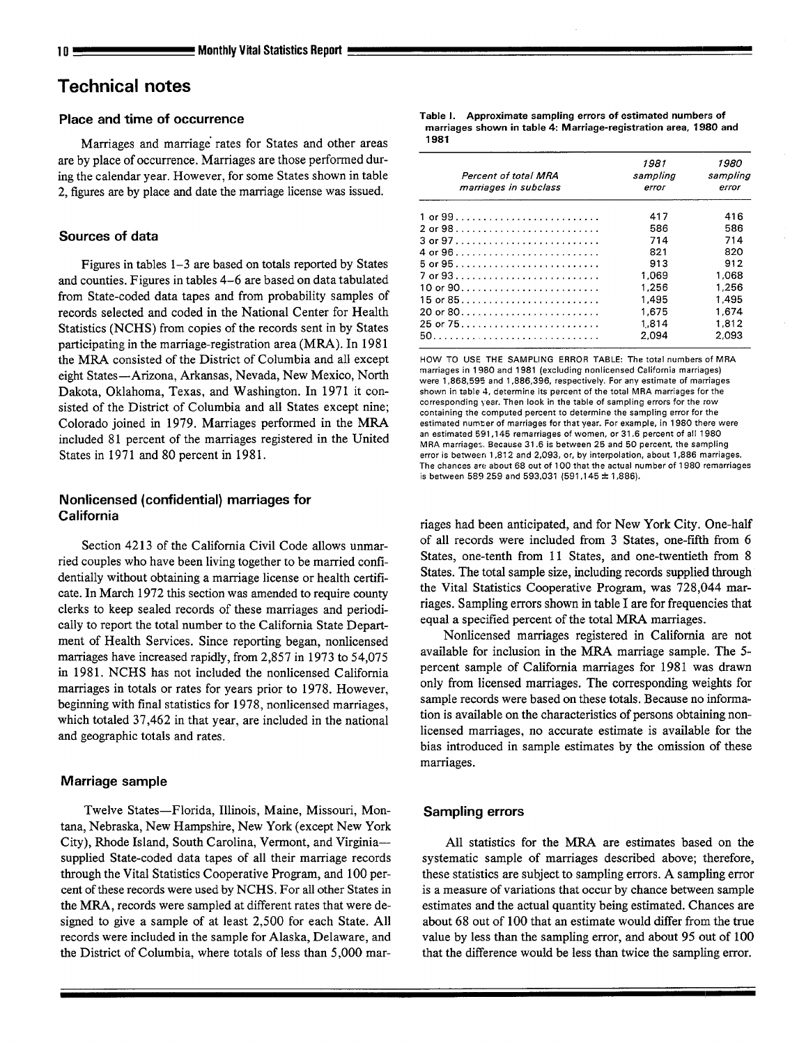# Technical notes

## Place and time of occurrence

Marriages and marriage rates for States and other areas are by place of occurrence. Marriages are those performed during the calendar year. However, for some States shown in table 2, figures are by place and date the marriage license was issued.

## Sources of data

Figures in tables 1–3 are based on totals reported by States and counties. Figures in tables 4–6 are based on data tabulated from State-coded data tapes and from probability samples of records selected and coded in the National Center for Health Statistics (NCHS) from copies of the records sent in by States participating in the marriage-registration area (MRA). In 1981 the MRA consisted of the District of Columbia and all except eight States—Arizona, Arkansas, Nevada, New Mexico, North Dakota, Oklahoma, Texas, and Washington. In 1971 it consisted of the District of Columbia and all States except nine; Colorado joined in 1979. Marriages performed in the MRA included 81 percent of the marriages registered in the United States in 1971 and 80 percent in 1981.

## Nonlicensed (confidential) marriages for California

Section 4213 of the California Civil Code allows unmarried couples who have been living together to be married confidentially without obtaining a marriage license or health certificate. In March 1972 this section was amended to require county clerks to keep sealed records of these marriages and periodically to report the total number to the California State Department of Health Services. Since reporting began, nonlicensed marriages have increased rapidly, from 2,857 in 1973 to 54,075 in 1981. NCHS has not included the nonlicensed California marriages in totals or rates for years prior to 1978. However, beginning with final statistics for 1978, nonlicensed marriages, which totaled 37,462 in that year, are included in the national and geographic totals and rates.

## Marriage sample

Twelve States—Florida, Illinois, Maine, Missouri, Montana, Nebraska, New Hampshire, New York (except New York City), Rhode Island, South Carolina, Vermont, and Virginia—supplied State-coded data tapes of all their marriage records through the Vital Statistics Cooperative Program, and 100 percent of these records were used by NCHS. For all other States in the MRA, records were sampled at different rates that were designed to give a sample of at least 2,500 for each State. All records were included in the sample for Alaska, Delaware, and the District of Columbia, where totals of less than 5,000 marriages had been anticipated, and for New York City. One-half of all records were included from 3 States, one-fifth from 6 States, one-tenth from 11 States, and one-twentieth from 8 States. The total sample size, including records supplied through the Vital Statistics Cooperative Program, was 728,044 marriages. Sampling errors shown in table I are for frequencies that equal a specified percent of the total MRA marriages.

Nonlicensed marriages registered in California are not available for inclusion in the MRA marriage sample. The 5-percent sample of California marriages for 1981 was drawn only from licensed marriages. The corresponding weights for sample records were based on these totals. Because no information is available on the characteristics of persons obtaining nonlicensed marriages, no accurate estimate is available for the bias introduced in sample estimates by the omission of these marriages.

**Table I. Approximate sampling errors of estimated numbers of marriages shown in table 4: Marriage-registration area, 1980 and 1981**

| Percent of total MRA marriages in subclass | 1981 sampling error | 1980 sampling error |
|---|---|---|
| 1 or 99 | 417 | 416 |
| 2 or 98 | 586 | 586 |
| 3 or 97 | 714 | 714 |
| 4 or 96 | 821 | 820 |
| 5 or 95 | 913 | 912 |
| 7 or 93 | 1,069 | 1,068 |
| 10 or 90 | 1,256 | 1,256 |
| 15 or 85 | 1,495 | 1,495 |
| 20 or 80 | 1,675 | 1,674 |
| 25 or 75 | 1,814 | 1,812 |
| 50 | 2,094 | 2,093 |

HOW TO USE THE SAMPLING ERROR TABLE: The total numbers of MRA marriages in 1980 and 1981 (excluding nonlicensed California marriages) were 1,868,595 and 1,886,396, respectively. For any estimate of marriages shown in table 4, determine its percent of the total MRA marriages for the corresponding year. Then look in the table of sampling errors for the row containing the computed percent to determine the sampling error for the estimated number of marriages for that year. For example, in 1980 there were an estimated 591,145 remarriages of women, or 31.6 percent of all 1980 MRA marriages. Because 31.6 is between 25 and 50 percent, the sampling error is between 1,812 and 2,093, or, by interpolation, about 1,886 marriages. The chances are about 68 out of 100 that the actual number of 1980 remarriages is between 589,259 and 593,031 (591,145 ± 1,886).

## Sampling errors

All statistics for the MRA are estimates based on the systematic sample of marriages described above; therefore, these statistics are subject to sampling errors. A sampling error is a measure of variations that occur by chance between sample estimates and the actual quantity being estimated. Chances are about 68 out of 100 that an estimate would differ from the true value by less than the sampling error, and about 95 out of 100 that the difference would be less than twice the sampling error.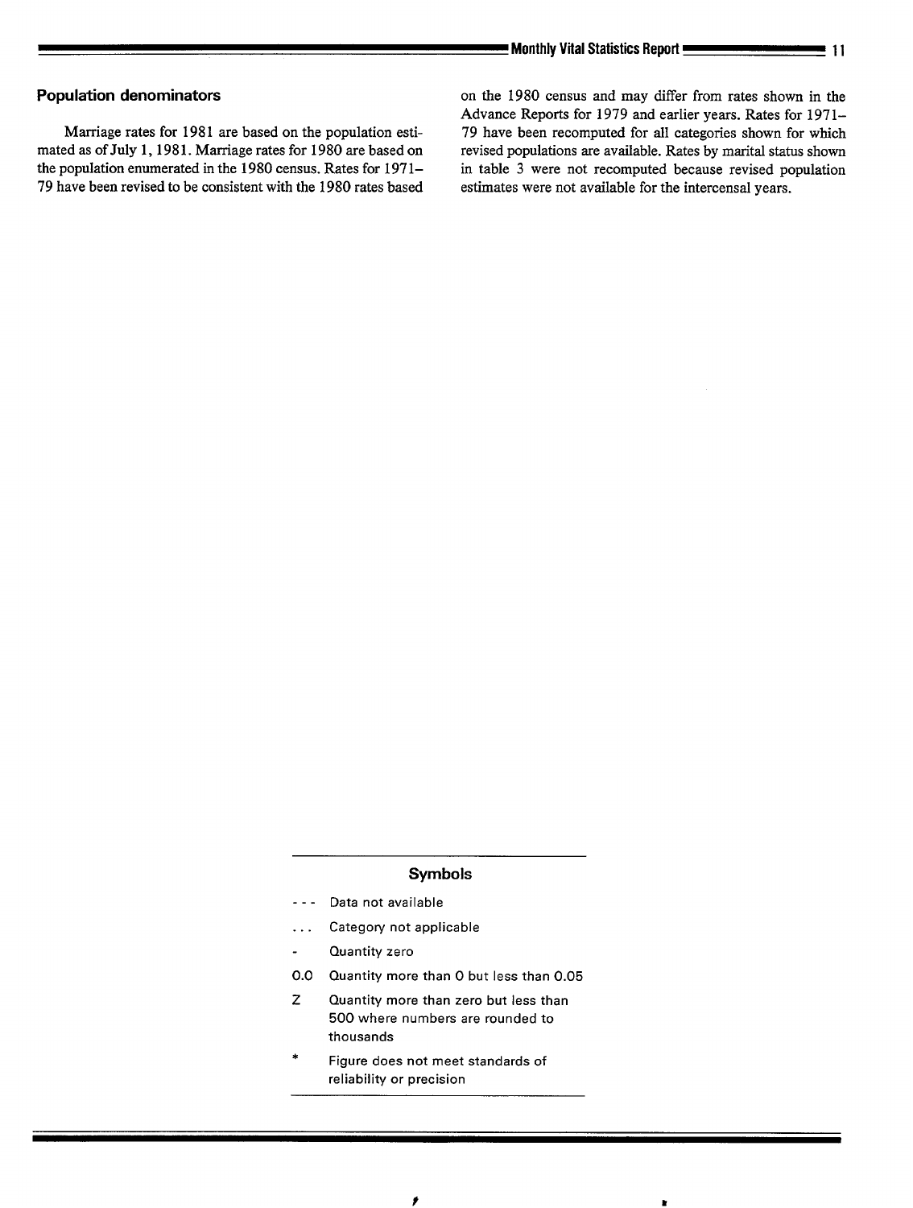## Population denominators

Marriage rates for 1981 are based on the population estimated as of July 1, 1981. Marriage rates for 1980 are based on the population enumerated in the 1980 census. Rates for 1971–79 have been revised to be consistent with the 1980 rates based on the 1980 census and may differ from rates shown in the Advance Reports for 1979 and earlier years. Rates for 1971–79 have been recomputed for all categories shown for which revised populations are available. Rates by marital status shown in table 3 were not recomputed because revised population estimates were not available for the intercensal years.

### Symbols

| | |
|---|---|
| --- | Data not available |
| ... | Category not applicable |
| - | Quantity zero |
| 0.0 | Quantity more than 0 but less than 0.05 |
| Z | Quantity more than zero but less than 500 where numbers are rounded to thousands |
| * | Figure does not meet standards of reliability or precision |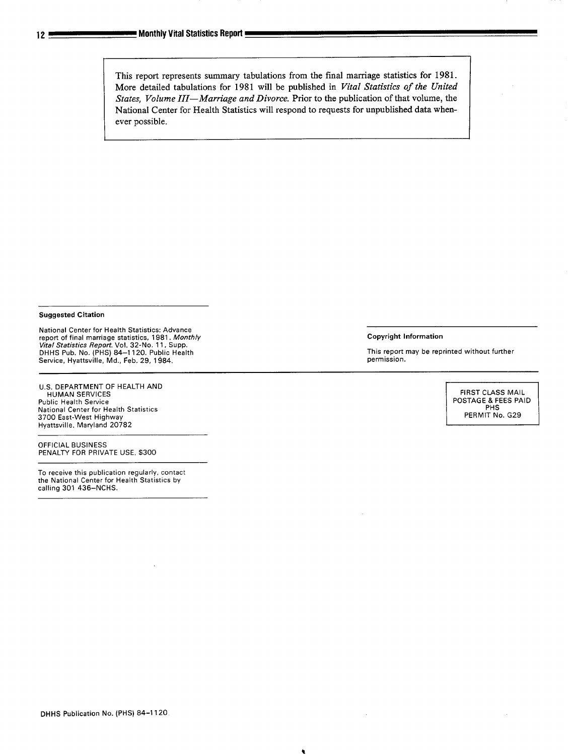This report represents summary tabulations from the final marriage statistics for 1981. More detailed tabulations for 1981 will be published in *Vital Statistics of the United States, Volume III—Marriage and Divorce.* Prior to the publication of that volume, the National Center for Health Statistics will respond to requests for unpublished data whenever possible.

**Suggested Citation**

National Center for Health Statistics: Advance report of final marriage statistics, 1981. *Monthly Vital Statistics Report.* Vol. 32-No. 11, Supp. DHHS Pub. No. (PHS) 84-1120. Public Health Service, Hyattsville, Md., Feb. 29, 1984.

**Copyright Information**

This report may be reprinted without further permission.

U.S. DEPARTMENT OF HEALTH AND HUMAN SERVICES
Public Health Service
National Center for Health Statistics
3700 East-West Highway
Hyattsville, Maryland 20782

OFFICIAL BUSINESS
PENALTY FOR PRIVATE USE, $300

To receive this publication regularly, contact the National Center for Health Statistics by calling 301 436-NCHS.

FIRST CLASS MAIL
POSTAGE & FEES PAID
PHS
PERMIT No. G29

DHHS Publication No. (PHS) 84-1120